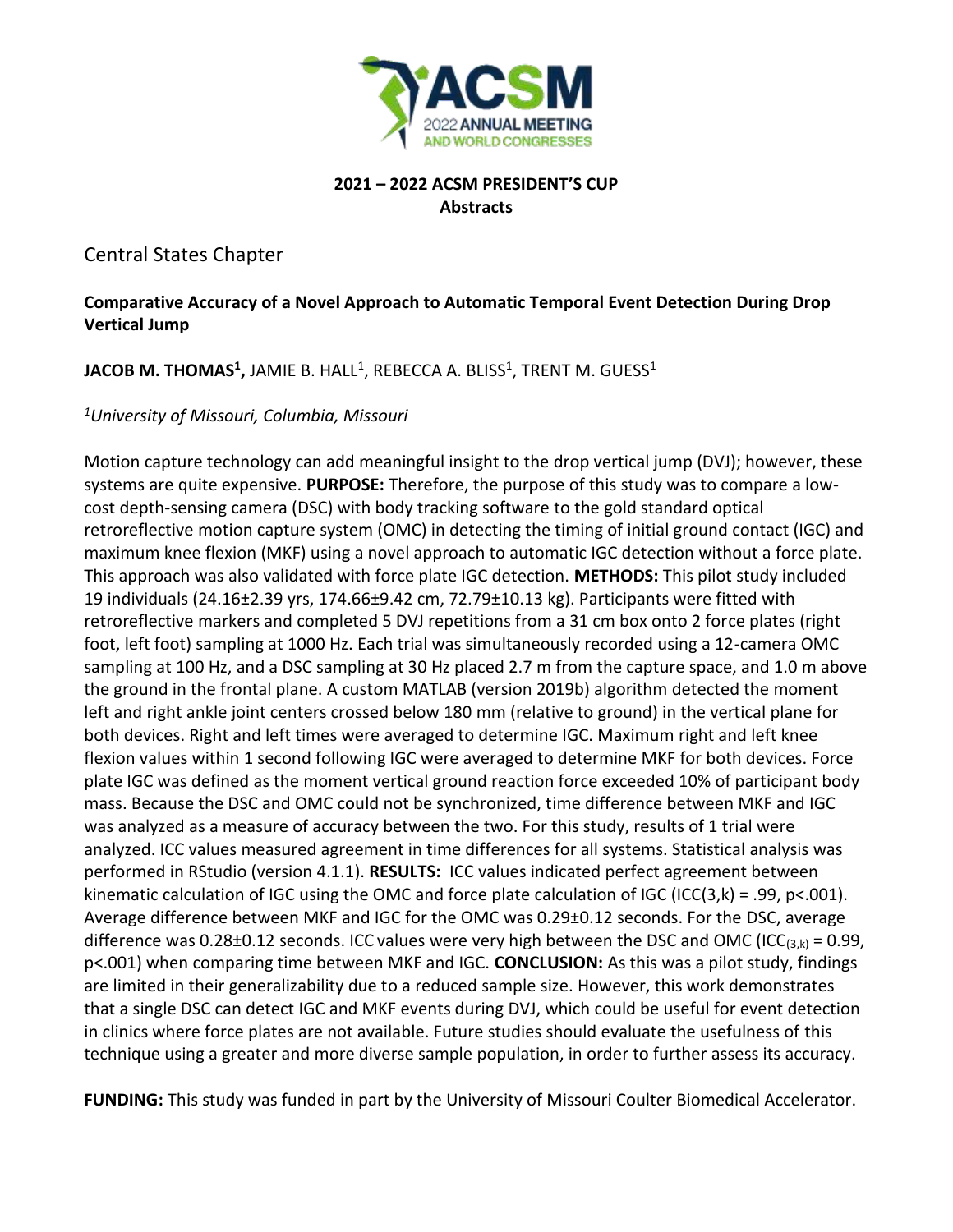## 2021 – 2022 ACSM PRESIDENT'S CUP
## Abstracts

### Central States Chapter

**Comparative Accuracy of a Novel Approach to Automatic Temporal Event Detection During Drop Vertical Jump**

**JACOB M. THOMAS[1],** JAMIE B. HALL[1], REBECCA A. BLISS[1], TRENT M. GUESS[1]

*[1]University of Missouri, Columbia, Missouri*

Motion capture technology can add meaningful insight to the drop vertical jump (DVJ); however, these systems are quite expensive. **PURPOSE:** Therefore, the purpose of this study was to compare a low-cost depth-sensing camera (DSC) with body tracking software to the gold standard optical retroreflective motion capture system (OMC) in detecting the timing of initial ground contact (IGC) and maximum knee flexion (MKF) using a novel approach to automatic IGC detection without a force plate. This approach was also validated with force plate IGC detection. **METHODS:** This pilot study included 19 individuals (24.16±2.39 yrs, 174.66±9.42 cm, 72.79±10.13 kg). Participants were fitted with retroreflective markers and completed 5 DVJ repetitions from a 31 cm box onto 2 force plates (right foot, left foot) sampling at 1000 Hz. Each trial was simultaneously recorded using a 12-camera OMC sampling at 100 Hz, and a DSC sampling at 30 Hz placed 2.7 m from the capture space, and 1.0 m above the ground in the frontal plane. A custom MATLAB (version 2019b) algorithm detected the moment left and right ankle joint centers crossed below 180 mm (relative to ground) in the vertical plane for both devices. Right and left times were averaged to determine IGC. Maximum right and left knee flexion values within 1 second following IGC were averaged to determine MKF for both devices. Force plate IGC was defined as the moment vertical ground reaction force exceeded 10% of participant body mass. Because the DSC and OMC could not be synchronized, time difference between MKF and IGC was analyzed as a measure of accuracy between the two. For this study, results of 1 trial were analyzed. ICC values measured agreement in time differences for all systems. Statistical analysis was performed in RStudio (version 4.1.1). **RESULTS:** ICC values indicated perfect agreement between kinematic calculation of IGC using the OMC and force plate calculation of IGC (ICC(3,k) = .99, p<.001). Average difference between MKF and IGC for the OMC was 0.29±0.12 seconds. For the DSC, average difference was 0.28±0.12 seconds. ICC values were very high between the DSC and OMC ($ICC_{(3,k)}$ = 0.99, p<.001) when comparing time between MKF and IGC. **CONCLUSION:** As this was a pilot study, findings are limited in their generalizability due to a reduced sample size. However, this work demonstrates that a single DSC can detect IGC and MKF events during DVJ, which could be useful for event detection in clinics where force plates are not available. Future studies should evaluate the usefulness of this technique using a greater and more diverse sample population, in order to further assess its accuracy.

**FUNDING:** This study was funded in part by the University of Missouri Coulter Biomedical Accelerator.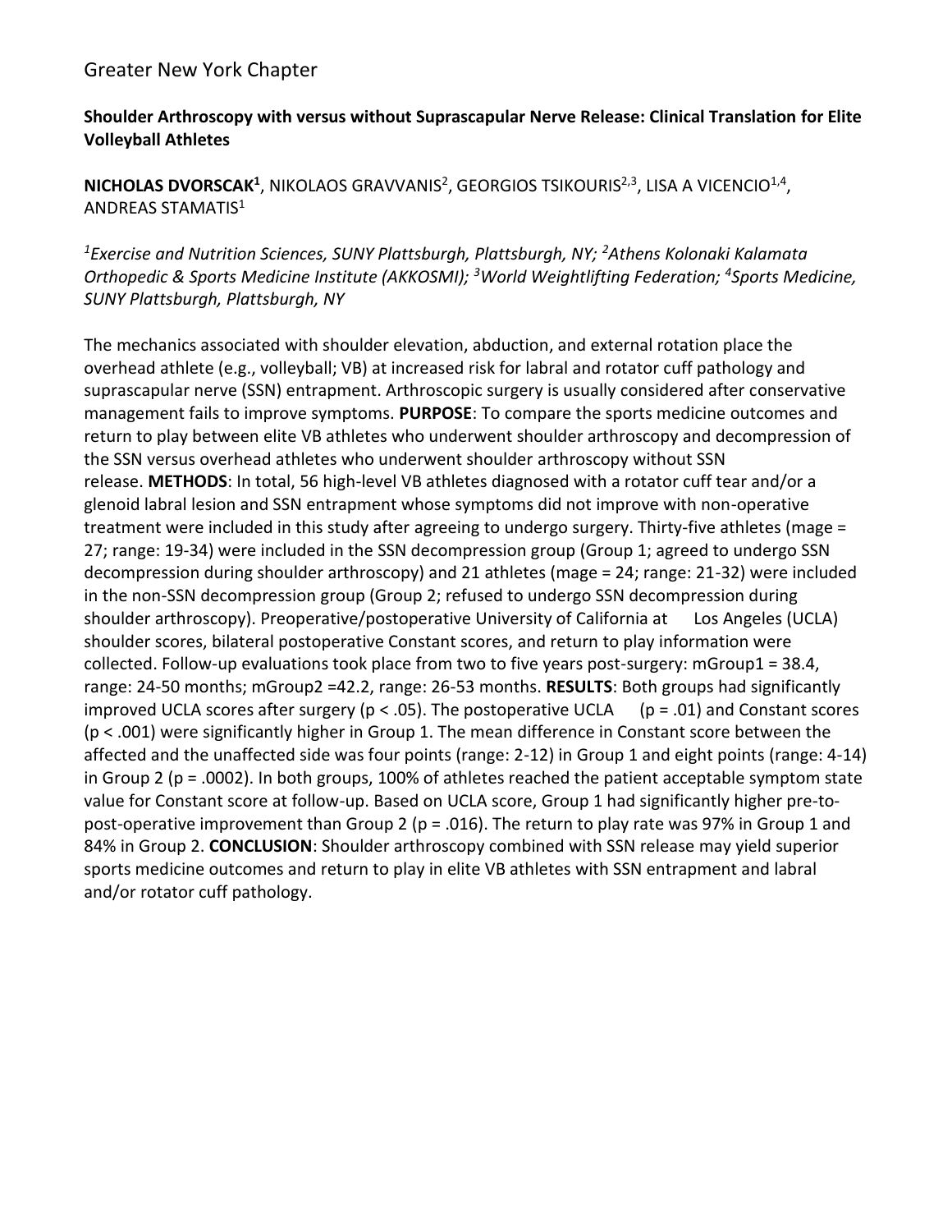Greater New York Chapter

**Shoulder Arthroscopy with versus without Suprascapular Nerve Release: Clinical Translation for Elite Volleyball Athletes**

**NICHOLAS DVORSCAK**[1], NIKOLAOS GRAVVANIS[2], GEORGIOS TSIKOURIS[2,3], LISA A VICENCIO[1,4], ANDREAS STAMATIS[1]

*[1]Exercise and Nutrition Sciences, SUNY Plattsburgh, Plattsburgh, NY; [2]Athens Kolonaki Kalamata Orthopedic & Sports Medicine Institute (AKKOSMI); [3]World Weightlifting Federation; [4]Sports Medicine, SUNY Plattsburgh, Plattsburgh, NY*

The mechanics associated with shoulder elevation, abduction, and external rotation place the overhead athlete (e.g., volleyball; VB) at increased risk for labral and rotator cuff pathology and suprascapular nerve (SSN) entrapment. Arthroscopic surgery is usually considered after conservative management fails to improve symptoms. **PURPOSE**: To compare the sports medicine outcomes and return to play between elite VB athletes who underwent shoulder arthroscopy and decompression of the SSN versus overhead athletes who underwent shoulder arthroscopy without SSN release. **METHODS**: In total, 56 high-level VB athletes diagnosed with a rotator cuff tear and/or a glenoid labral lesion and SSN entrapment whose symptoms did not improve with non-operative treatment were included in this study after agreeing to undergo surgery. Thirty-five athletes (mage = 27; range: 19-34) were included in the SSN decompression group (Group 1; agreed to undergo SSN decompression during shoulder arthroscopy) and 21 athletes (mage = 24; range: 21-32) were included in the non-SSN decompression group (Group 2; refused to undergo SSN decompression during shoulder arthroscopy). Preoperative/postoperative University of California at Los Angeles (UCLA) shoulder scores, bilateral postoperative Constant scores, and return to play information were collected. Follow-up evaluations took place from two to five years post-surgery: mGroup1 = 38.4, range: 24-50 months; mGroup2 =42.2, range: 26-53 months. **RESULTS**: Both groups had significantly improved UCLA scores after surgery ($p < .05$). The postoperative UCLA ($p = .01$) and Constant scores ($p < .001$) were significantly higher in Group 1. The mean difference in Constant score between the affected and the unaffected side was four points (range: 2-12) in Group 1 and eight points (range: 4-14) in Group 2 ($p = .0002$). In both groups, 100% of athletes reached the patient acceptable symptom state value for Constant score at follow-up. Based on UCLA score, Group 1 had significantly higher pre-to-post-operative improvement than Group 2 ($p = .016$). The return to play rate was 97% in Group 1 and 84% in Group 2. **CONCLUSION**: Shoulder arthroscopy combined with SSN release may yield superior sports medicine outcomes and return to play in elite VB athletes with SSN entrapment and labral and/or rotator cuff pathology.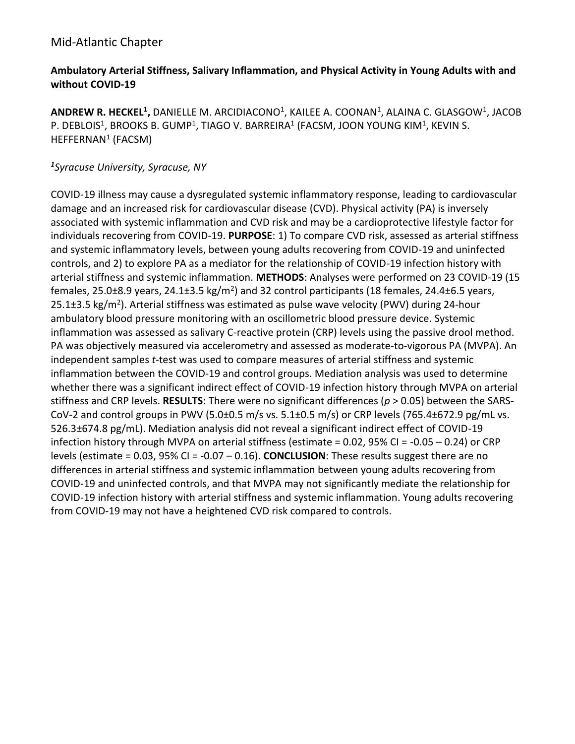Mid-Atlantic Chapter

**Ambulatory Arterial Stiffness, Salivary Inflammation, and Physical Activity in Young Adults with and without COVID-19**

**ANDREW R. HECKEL[1],** DANIELLE M. ARCIDIACONO[1], KAILEE A. COONAN[1], ALAINA C. GLASGOW[1], JACOB P. DEBLOIS[1], BROOKS B. GUMP[1], TIAGO V. BARREIRA[1] (FACSM, JOON YOUNG KIM[1], KEVIN S. HEFFERNAN[1] (FACSM)

*[1]Syracuse University, Syracuse, NY*

COVID-19 illness may cause a dysregulated systemic inflammatory response, leading to cardiovascular damage and an increased risk for cardiovascular disease (CVD). Physical activity (PA) is inversely associated with systemic inflammation and CVD risk and may be a cardioprotective lifestyle factor for individuals recovering from COVID-19. **PURPOSE**: 1) To compare CVD risk, assessed as arterial stiffness and systemic inflammatory levels, between young adults recovering from COVID-19 and uninfected controls, and 2) to explore PA as a mediator for the relationship of COVID-19 infection history with arterial stiffness and systemic inflammation. **METHODS**: Analyses were performed on 23 COVID-19 (15 females, 25.0±8.9 years, 24.1±3.5 kg/$m^2$) and 32 control participants (18 females, 24.4±6.5 years, 25.1±3.5 kg/$m^2$). Arterial stiffness was estimated as pulse wave velocity (PWV) during 24-hour ambulatory blood pressure monitoring with an oscillometric blood pressure device. Systemic inflammation was assessed as salivary C-reactive protein (CRP) levels using the passive drool method. PA was objectively measured via accelerometry and assessed as moderate-to-vigorous PA (MVPA). An independent samples *t*-test was used to compare measures of arterial stiffness and systemic inflammation between the COVID-19 and control groups. Mediation analysis was used to determine whether there was a significant indirect effect of COVID-19 infection history through MVPA on arterial stiffness and CRP levels. **RESULTS**: There were no significant differences ($p > 0.05$) between the SARS-CoV-2 and control groups in PWV (5.0±0.5 m/s vs. 5.1±0.5 m/s) or CRP levels (765.4±672.9 pg/mL vs. 526.3±674.8 pg/mL). Mediation analysis did not reveal a significant indirect effect of COVID-19 infection history through MVPA on arterial stiffness (estimate = 0.02, 95% CI = -0.05 – 0.24) or CRP levels (estimate = 0.03, 95% CI = -0.07 – 0.16). **CONCLUSION**: These results suggest there are no differences in arterial stiffness and systemic inflammation between young adults recovering from COVID-19 and uninfected controls, and that MVPA may not significantly mediate the relationship for COVID-19 infection history with arterial stiffness and systemic inflammation. Young adults recovering from COVID-19 may not have a heightened CVD risk compared to controls.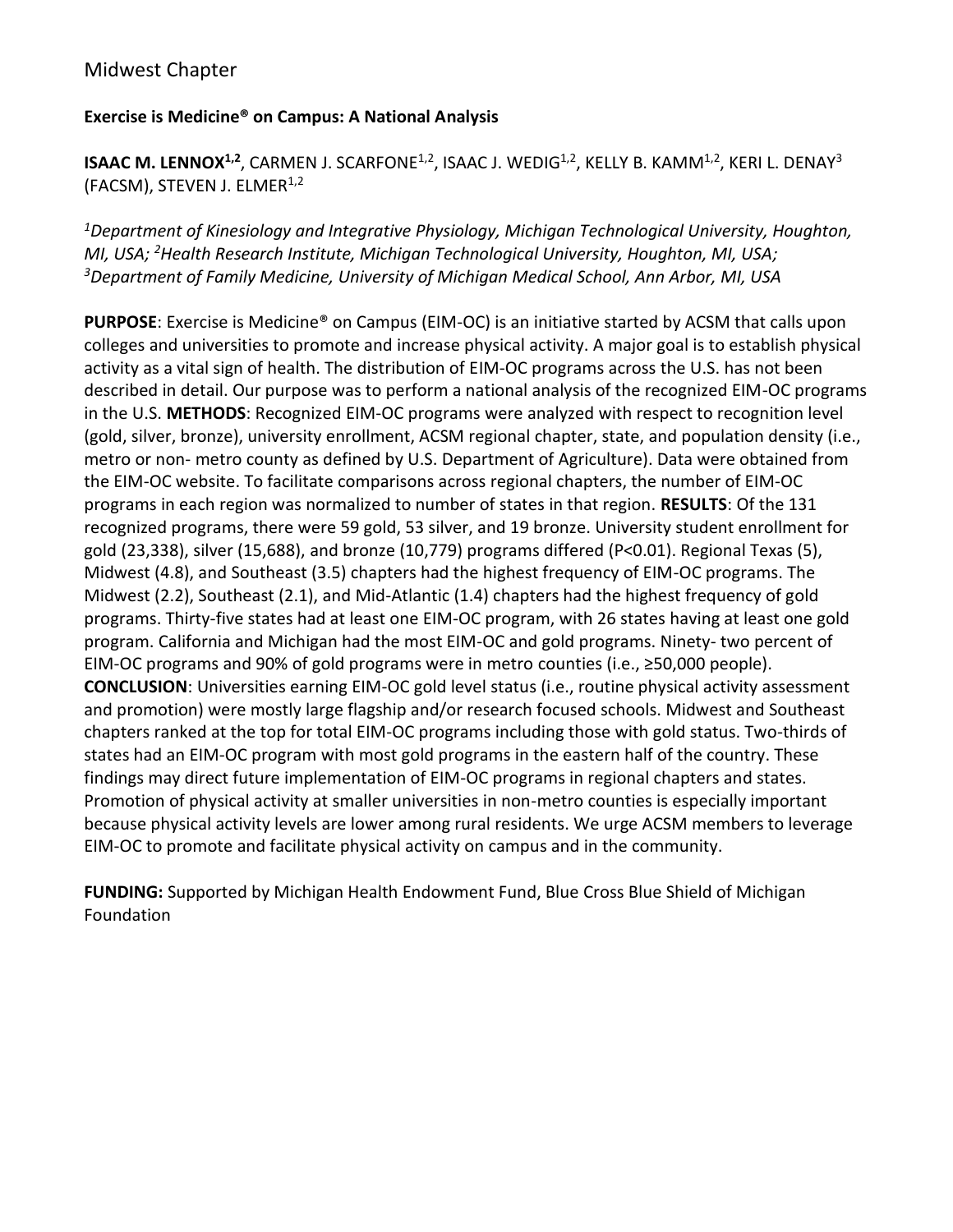Midwest Chapter

**Exercise is Medicine® on Campus: A National Analysis**

**ISAAC M. LENNOX[1,2]**, CARMEN J. SCARFONE[1,2], ISAAC J. WEDIG[1,2], KELLY B. KAMM[1,2], KERI L. DENAY[3] (FACSM), STEVEN J. ELMER[1,2]

*[1]Department of Kinesiology and Integrative Physiology, Michigan Technological University, Houghton, MI, USA; [2]Health Research Institute, Michigan Technological University, Houghton, MI, USA; [3]Department of Family Medicine, University of Michigan Medical School, Ann Arbor, MI, USA*

**PURPOSE**: Exercise is Medicine® on Campus (EIM-OC) is an initiative started by ACSM that calls upon colleges and universities to promote and increase physical activity. A major goal is to establish physical activity as a vital sign of health. The distribution of EIM-OC programs across the U.S. has not been described in detail. Our purpose was to perform a national analysis of the recognized EIM-OC programs in the U.S. **METHODS**: Recognized EIM-OC programs were analyzed with respect to recognition level (gold, silver, bronze), university enrollment, ACSM regional chapter, state, and population density (i.e., metro or non- metro county as defined by U.S. Department of Agriculture). Data were obtained from the EIM-OC website. To facilitate comparisons across regional chapters, the number of EIM-OC programs in each region was normalized to number of states in that region. **RESULTS**: Of the 131 recognized programs, there were 59 gold, 53 silver, and 19 bronze. University student enrollment for gold (23,338), silver (15,688), and bronze (10,779) programs differed ($P<0.01$). Regional Texas (5), Midwest (4.8), and Southeast (3.5) chapters had the highest frequency of EIM-OC programs. The Midwest (2.2), Southeast (2.1), and Mid-Atlantic (1.4) chapters had the highest frequency of gold programs. Thirty-five states had at least one EIM-OC program, with 26 states having at least one gold program. California and Michigan had the most EIM-OC and gold programs. Ninety- two percent of EIM-OC programs and 90% of gold programs were in metro counties (i.e., ≥50,000 people). **CONCLUSION**: Universities earning EIM-OC gold level status (i.e., routine physical activity assessment and promotion) were mostly large flagship and/or research focused schools. Midwest and Southeast chapters ranked at the top for total EIM-OC programs including those with gold status. Two-thirds of states had an EIM-OC program with most gold programs in the eastern half of the country. These findings may direct future implementation of EIM-OC programs in regional chapters and states. Promotion of physical activity at smaller universities in non-metro counties is especially important because physical activity levels are lower among rural residents. We urge ACSM members to leverage EIM-OC to promote and facilitate physical activity on campus and in the community.

**FUNDING:** Supported by Michigan Health Endowment Fund, Blue Cross Blue Shield of Michigan Foundation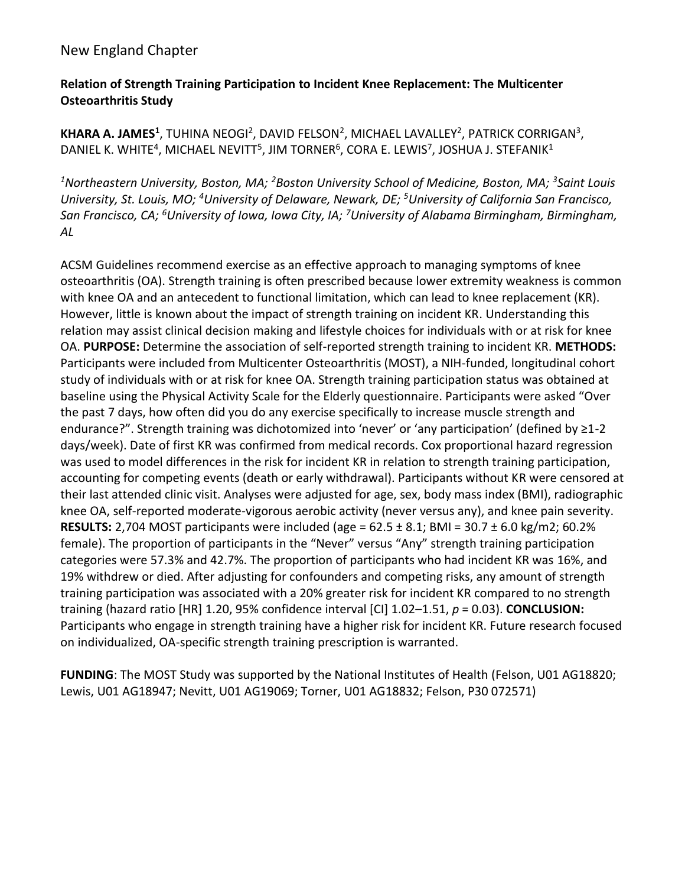New England Chapter

**Relation of Strength Training Participation to Incident Knee Replacement: The Multicenter Osteoarthritis Study**

**KHARA A. JAMES**[1], TUHINA NEOGI[2], DAVID FELSON[2], MICHAEL LAVALLEY[2], PATRICK CORRIGAN[3], DANIEL K. WHITE[4], MICHAEL NEVITT[5], JIM TORNER[6], CORA E. LEWIS[7], JOSHUA J. STEFANIK[1]

*[1]Northeastern University, Boston, MA; [2]Boston University School of Medicine, Boston, MA; [3]Saint Louis University, St. Louis, MO; [4]University of Delaware, Newark, DE; [5]University of California San Francisco, San Francisco, CA; [6]University of Iowa, Iowa City, IA; [7]University of Alabama Birmingham, Birmingham, AL*

ACSM Guidelines recommend exercise as an effective approach to managing symptoms of knee osteoarthritis (OA). Strength training is often prescribed because lower extremity weakness is common with knee OA and an antecedent to functional limitation, which can lead to knee replacement (KR). However, little is known about the impact of strength training on incident KR. Understanding this relation may assist clinical decision making and lifestyle choices for individuals with or at risk for knee OA. **PURPOSE:** Determine the association of self-reported strength training to incident KR. **METHODS:** Participants were included from Multicenter Osteoarthritis (MOST), a NIH-funded, longitudinal cohort study of individuals with or at risk for knee OA. Strength training participation status was obtained at baseline using the Physical Activity Scale for the Elderly questionnaire. Participants were asked "Over the past 7 days, how often did you do any exercise specifically to increase muscle strength and endurance?". Strength training was dichotomized into 'never' or 'any participation' (defined by ≥1-2 days/week). Date of first KR was confirmed from medical records. Cox proportional hazard regression was used to model differences in the risk for incident KR in relation to strength training participation, accounting for competing events (death or early withdrawal). Participants without KR were censored at their last attended clinic visit. Analyses were adjusted for age, sex, body mass index (BMI), radiographic knee OA, self-reported moderate-vigorous aerobic activity (never versus any), and knee pain severity. **RESULTS:** 2,704 MOST participants were included (age = 62.5 ± 8.1; BMI = 30.7 ± 6.0 kg/m2; 60.2% female). The proportion of participants in the "Never" versus "Any" strength training participation categories were 57.3% and 42.7%. The proportion of participants who had incident KR was 16%, and 19% withdrew or died. After adjusting for confounders and competing risks, any amount of strength training participation was associated with a 20% greater risk for incident KR compared to no strength training (hazard ratio [HR] 1.20, 95% confidence interval [CI] 1.02–1.51, $p = 0.03$). **CONCLUSION:** Participants who engage in strength training have a higher risk for incident KR. Future research focused on individualized, OA-specific strength training prescription is warranted.

**FUNDING**: The MOST Study was supported by the National Institutes of Health (Felson, U01 AG18820; Lewis, U01 AG18947; Nevitt, U01 AG19069; Torner, U01 AG18832; Felson, P30 072571)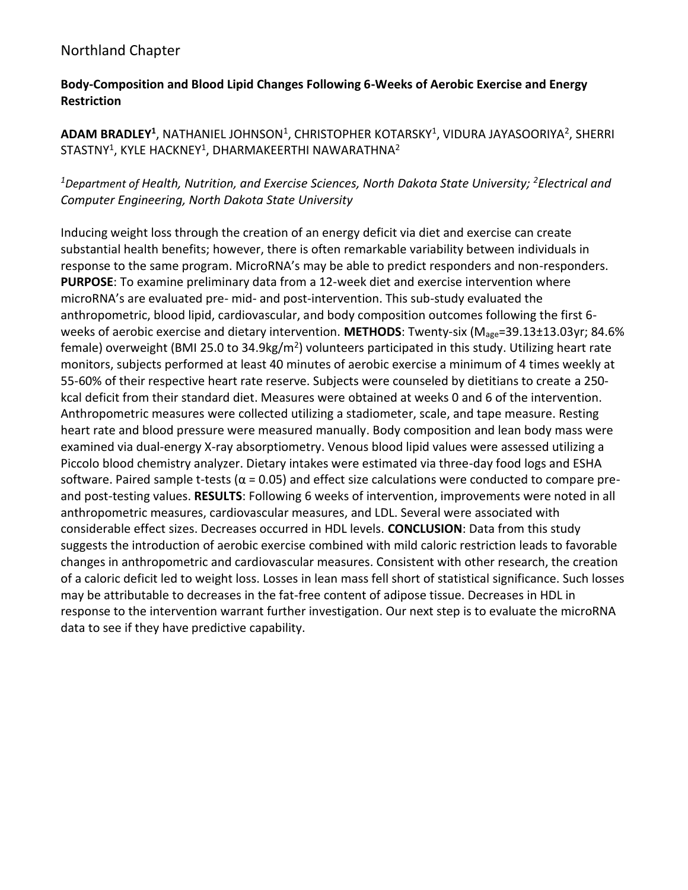## Northland Chapter

**Body-Composition and Blood Lipid Changes Following 6-Weeks of Aerobic Exercise and Energy Restriction**

**ADAM BRADLEY[1]**, NATHANIEL JOHNSON[1], CHRISTOPHER KOTARSKY[1], VIDURA JAYASOORIYA[2], SHERRI STASTNY[1], KYLE HACKNEY[1], DHARMAKEERTHI NAWARATHNA[2]

*[1]Department of Health, Nutrition, and Exercise Sciences, North Dakota State University; [2]Electrical and Computer Engineering, North Dakota State University*

Inducing weight loss through the creation of an energy deficit via diet and exercise can create substantial health benefits; however, there is often remarkable variability between individuals in response to the same program. MicroRNA's may be able to predict responders and non-responders. **PURPOSE**: To examine preliminary data from a 12-week diet and exercise intervention where microRNA's are evaluated pre- mid- and post-intervention. This sub-study evaluated the anthropometric, blood lipid, cardiovascular, and body composition outcomes following the first 6-weeks of aerobic exercise and dietary intervention. **METHODS**: Twenty-six ($M_{age}$=39.13±13.03yr; 84.6% female) overweight (BMI 25.0 to 34.9kg/m$^2$) volunteers participated in this study. Utilizing heart rate monitors, subjects performed at least 40 minutes of aerobic exercise a minimum of 4 times weekly at 55-60% of their respective heart rate reserve. Subjects were counseled by dietitians to create a 250-kcal deficit from their standard diet. Measures were obtained at weeks 0 and 6 of the intervention. Anthropometric measures were collected utilizing a stadiometer, scale, and tape measure. Resting heart rate and blood pressure were measured manually. Body composition and lean body mass were examined via dual-energy X-ray absorptiometry. Venous blood lipid values were assessed utilizing a Piccolo blood chemistry analyzer. Dietary intakes were estimated via three-day food logs and ESHA software. Paired sample t-tests ($\alpha = 0.05$) and effect size calculations were conducted to compare pre- and post-testing values. **RESULTS**: Following 6 weeks of intervention, improvements were noted in all anthropometric measures, cardiovascular measures, and LDL. Several were associated with considerable effect sizes. Decreases occurred in HDL levels. **CONCLUSION**: Data from this study suggests the introduction of aerobic exercise combined with mild caloric restriction leads to favorable changes in anthropometric and cardiovascular measures. Consistent with other research, the creation of a caloric deficit led to weight loss. Losses in lean mass fell short of statistical significance. Such losses may be attributable to decreases in the fat-free content of adipose tissue. Decreases in HDL in response to the intervention warrant further investigation. Our next step is to evaluate the microRNA data to see if they have predictive capability.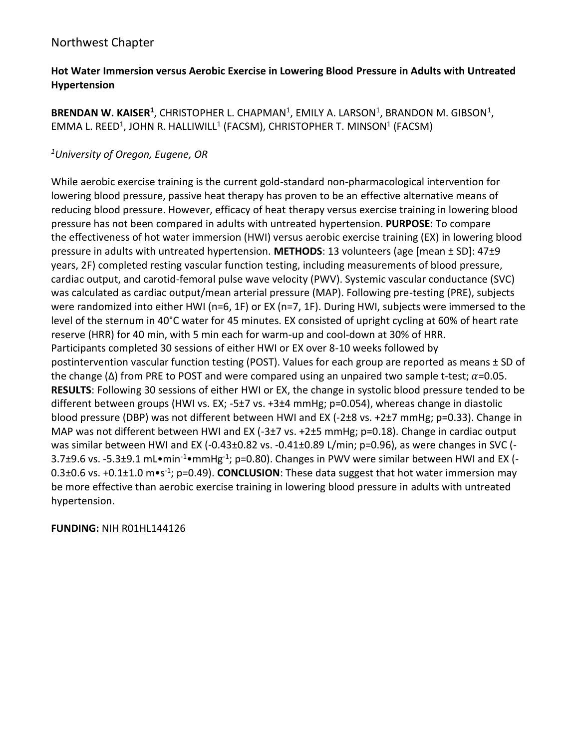Northwest Chapter

**Hot Water Immersion versus Aerobic Exercise in Lowering Blood Pressure in Adults with Untreated Hypertension**

**BRENDAN W. KAISER[1]**, CHRISTOPHER L. CHAPMAN[1], EMILY A. LARSON[1], BRANDON M. GIBSON[1], EMMA L. REED[1], JOHN R. HALLIWILL[1] (FACSM), CHRISTOPHER T. MINSON[1] (FACSM)

*[1]University of Oregon, Eugene, OR*

While aerobic exercise training is the current gold-standard non-pharmacological intervention for lowering blood pressure, passive heat therapy has proven to be an effective alternative means of reducing blood pressure. However, efficacy of heat therapy versus exercise training in lowering blood pressure has not been compared in adults with untreated hypertension. **PURPOSE**: To compare the effectiveness of hot water immersion (HWI) versus aerobic exercise training (EX) in lowering blood pressure in adults with untreated hypertension. **METHODS**: 13 volunteers (age [mean ± SD]: 47±9 years, 2F) completed resting vascular function testing, including measurements of blood pressure, cardiac output, and carotid-femoral pulse wave velocity (PWV). Systemic vascular conductance (SVC) was calculated as cardiac output/mean arterial pressure (MAP). Following pre-testing (PRE), subjects were randomized into either HWI (n=6, 1F) or EX (n=7, 1F). During HWI, subjects were immersed to the level of the sternum in 40°C water for 45 minutes. EX consisted of upright cycling at 60% of heart rate reserve (HRR) for 40 min, with 5 min each for warm-up and cool-down at 30% of HRR. Participants completed 30 sessions of either HWI or EX over 8-10 weeks followed by postintervention vascular function testing (POST). Values for each group are reported as means ± SD of the change (Δ) from PRE to POST and were compared using an unpaired two sample t-test; $\alpha$=0.05. **RESULTS**: Following 30 sessions of either HWI or EX, the change in systolic blood pressure tended to be different between groups (HWI vs. EX; -5±7 vs. +3±4 mmHg; p=0.054), whereas change in diastolic blood pressure (DBP) was not different between HWI and EX (-2±8 vs. +2±7 mmHg; p=0.33). Change in MAP was not different between HWI and EX (-3±7 vs. +2±5 mmHg; p=0.18). Change in cardiac output was similar between HWI and EX (-0.43±0.82 vs. -0.41±0.89 L/min; p=0.96), as were changes in SVC (-3.7±9.6 vs. -5.3±9.1 mL•min$^{-1}$•mmHg$^{-1}$; p=0.80). Changes in PWV were similar between HWI and EX (-0.3±0.6 vs. +0.1±1.0 m•s$^{-1}$; p=0.49). **CONCLUSION**: These data suggest that hot water immersion may be more effective than aerobic exercise training in lowering blood pressure in adults with untreated hypertension.

**FUNDING:** NIH R01HL144126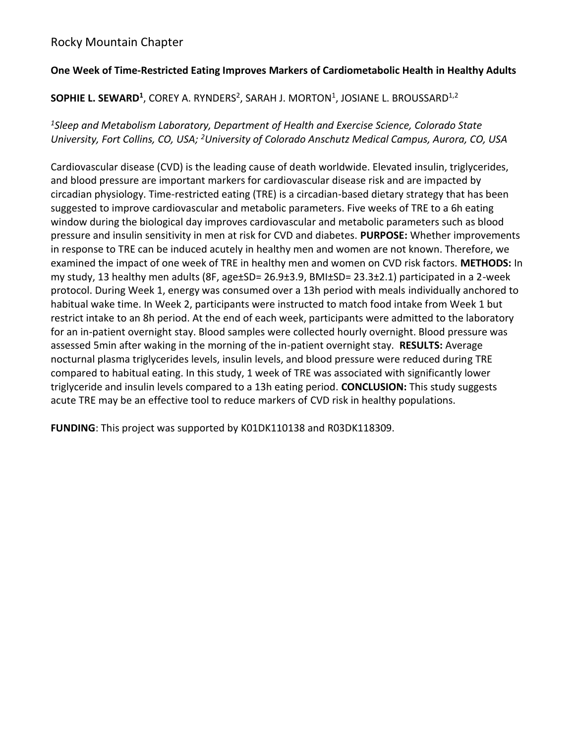## Rocky Mountain Chapter

**One Week of Time-Restricted Eating Improves Markers of Cardiometabolic Health in Healthy Adults**

**SOPHIE L. SEWARD[1]**, COREY A. RYNDERS[2], SARAH J. MORTON[1], JOSIANE L. BROUSSARD[1,2]

*[1]Sleep and Metabolism Laboratory, Department of Health and Exercise Science, Colorado State University, Fort Collins, CO, USA; [2]University of Colorado Anschutz Medical Campus, Aurora, CO, USA*

Cardiovascular disease (CVD) is the leading cause of death worldwide. Elevated insulin, triglycerides, and blood pressure are important markers for cardiovascular disease risk and are impacted by circadian physiology. Time-restricted eating (TRE) is a circadian-based dietary strategy that has been suggested to improve cardiovascular and metabolic parameters. Five weeks of TRE to a 6h eating window during the biological day improves cardiovascular and metabolic parameters such as blood pressure and insulin sensitivity in men at risk for CVD and diabetes. **PURPOSE:** Whether improvements in response to TRE can be induced acutely in healthy men and women are not known. Therefore, we examined the impact of one week of TRE in healthy men and women on CVD risk factors. **METHODS:** In my study, 13 healthy men adults (8F, age±SD= 26.9±3.9, BMI±SD= 23.3±2.1) participated in a 2-week protocol. During Week 1, energy was consumed over a 13h period with meals individually anchored to habitual wake time. In Week 2, participants were instructed to match food intake from Week 1 but restrict intake to an 8h period. At the end of each week, participants were admitted to the laboratory for an in-patient overnight stay. Blood samples were collected hourly overnight. Blood pressure was assessed 5min after waking in the morning of the in-patient overnight stay. **RESULTS:** Average nocturnal plasma triglycerides levels, insulin levels, and blood pressure were reduced during TRE compared to habitual eating. In this study, 1 week of TRE was associated with significantly lower triglyceride and insulin levels compared to a 13h eating period. **CONCLUSION:** This study suggests acute TRE may be an effective tool to reduce markers of CVD risk in healthy populations.

**FUNDING**: This project was supported by K01DK110138 and R03DK118309.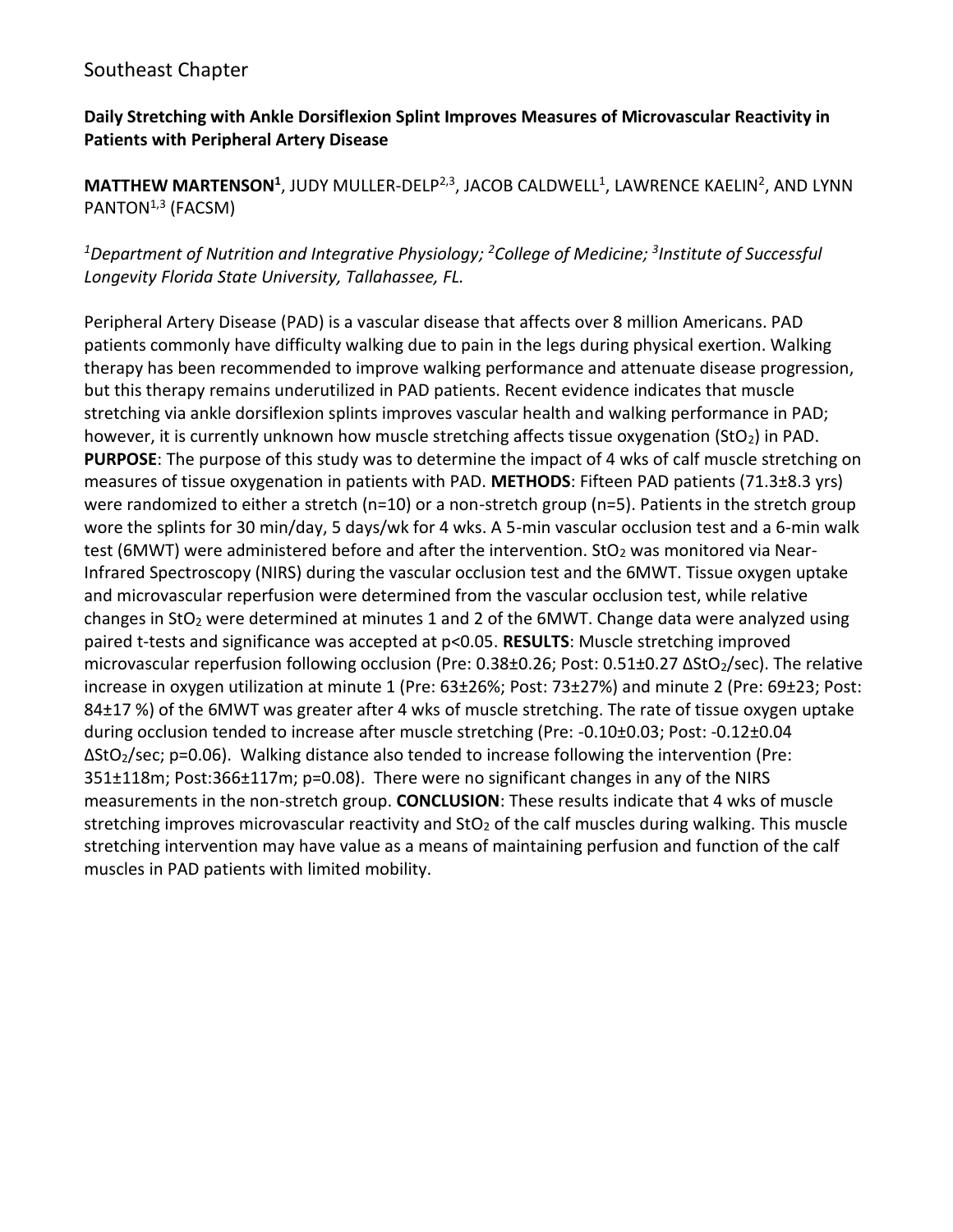Southeast Chapter

**Daily Stretching with Ankle Dorsiflexion Splint Improves Measures of Microvascular Reactivity in Patients with Peripheral Artery Disease**

**MATTHEW MARTENSON[1]**, JUDY MULLER-DELP[2,3], JACOB CALDWELL[1], LAWRENCE KAELIN[2], AND LYNN PANTON[1,3] (FACSM)

*[1]Department of Nutrition and Integrative Physiology; [2]College of Medicine; [3]Institute of Successful Longevity Florida State University, Tallahassee, FL.*

Peripheral Artery Disease (PAD) is a vascular disease that affects over 8 million Americans. PAD patients commonly have difficulty walking due to pain in the legs during physical exertion. Walking therapy has been recommended to improve walking performance and attenuate disease progression, but this therapy remains underutilized in PAD patients. Recent evidence indicates that muscle stretching via ankle dorsiflexion splints improves vascular health and walking performance in PAD; however, it is currently unknown how muscle stretching affects tissue oxygenation ($StO_2$) in PAD. **PURPOSE**: The purpose of this study was to determine the impact of 4 wks of calf muscle stretching on measures of tissue oxygenation in patients with PAD. **METHODS**: Fifteen PAD patients (71.3±8.3 yrs) were randomized to either a stretch (n=10) or a non-stretch group (n=5). Patients in the stretch group wore the splints for 30 min/day, 5 days/wk for 4 wks. A 5-min vascular occlusion test and a 6-min walk test (6MWT) were administered before and after the intervention. $StO_2$ was monitored via Near-Infrared Spectroscopy (NIRS) during the vascular occlusion test and the 6MWT. Tissue oxygen uptake and microvascular reperfusion were determined from the vascular occlusion test, while relative changes in $StO_2$ were determined at minutes 1 and 2 of the 6MWT. Change data were analyzed using paired t-tests and significance was accepted at $p<0.05$. **RESULTS**: Muscle stretching improved microvascular reperfusion following occlusion (Pre: 0.38±0.26; Post: 0.51±0.27 $\Delta StO_2$/sec). The relative increase in oxygen utilization at minute 1 (Pre: 63±26%; Post: 73±27%) and minute 2 (Pre: 69±23; Post: 84±17 %) of the 6MWT was greater after 4 wks of muscle stretching. The rate of tissue oxygen uptake during occlusion tended to increase after muscle stretching (Pre: -0.10±0.03; Post: -0.12±0.04 $\Delta StO_2$/sec; p=0.06). Walking distance also tended to increase following the intervention (Pre: 351±118m; Post:366±117m; p=0.08). There were no significant changes in any of the NIRS measurements in the non-stretch group. **CONCLUSION**: These results indicate that 4 wks of muscle stretching improves microvascular reactivity and $StO_2$ of the calf muscles during walking. This muscle stretching intervention may have value as a means of maintaining perfusion and function of the calf muscles in PAD patients with limited mobility.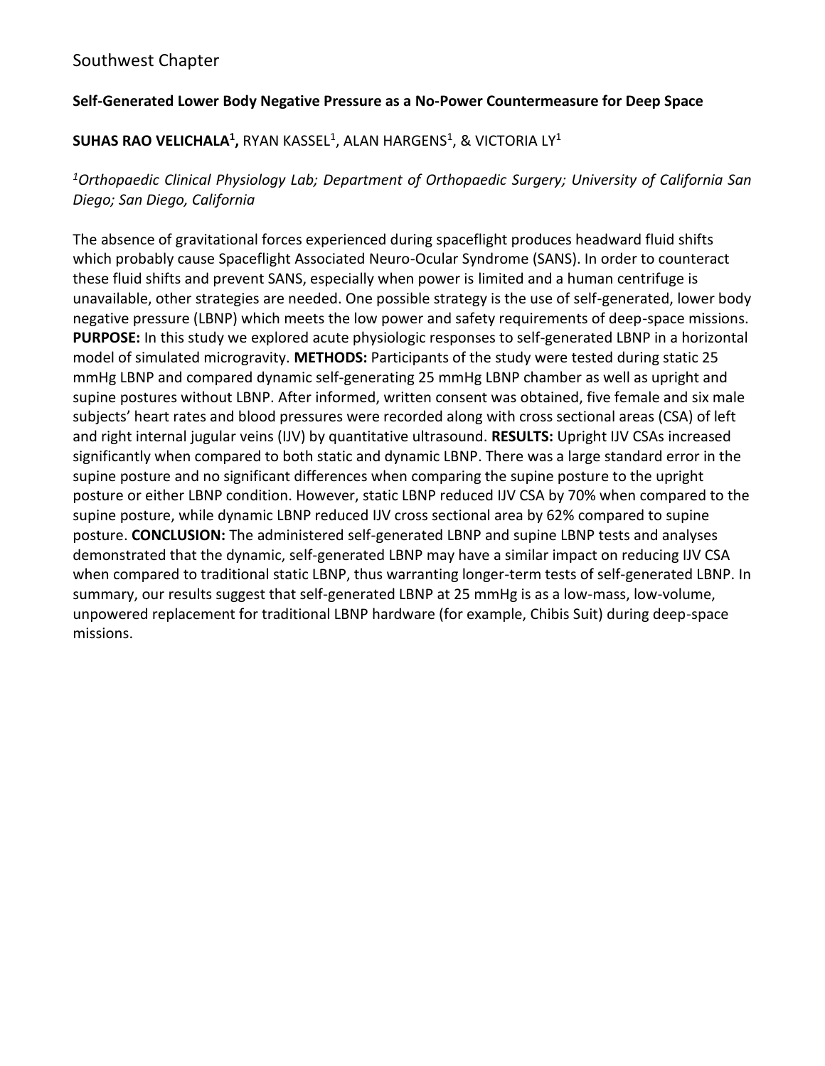Southwest Chapter

**Self-Generated Lower Body Negative Pressure as a No-Power Countermeasure for Deep Space**

**SUHAS RAO VELICHALA[1],** RYAN KASSEL[1], ALAN HARGENS[1], & VICTORIA LY[1]

*[1]Orthopaedic Clinical Physiology Lab; Department of Orthopaedic Surgery; University of California San Diego; San Diego, California*

The absence of gravitational forces experienced during spaceflight produces headward fluid shifts which probably cause Spaceflight Associated Neuro-Ocular Syndrome (SANS). In order to counteract these fluid shifts and prevent SANS, especially when power is limited and a human centrifuge is unavailable, other strategies are needed. One possible strategy is the use of self-generated, lower body negative pressure (LBNP) which meets the low power and safety requirements of deep-space missions. **PURPOSE:** In this study we explored acute physiologic responses to self-generated LBNP in a horizontal model of simulated microgravity. **METHODS:** Participants of the study were tested during static 25 mmHg LBNP and compared dynamic self-generating 25 mmHg LBNP chamber as well as upright and supine postures without LBNP. After informed, written consent was obtained, five female and six male subjects' heart rates and blood pressures were recorded along with cross sectional areas (CSA) of left and right internal jugular veins (IJV) by quantitative ultrasound. **RESULTS:** Upright IJV CSAs increased significantly when compared to both static and dynamic LBNP. There was a large standard error in the supine posture and no significant differences when comparing the supine posture to the upright posture or either LBNP condition. However, static LBNP reduced IJV CSA by 70% when compared to the supine posture, while dynamic LBNP reduced IJV cross sectional area by 62% compared to supine posture. **CONCLUSION:** The administered self-generated LBNP and supine LBNP tests and analyses demonstrated that the dynamic, self-generated LBNP may have a similar impact on reducing IJV CSA when compared to traditional static LBNP, thus warranting longer-term tests of self-generated LBNP. In summary, our results suggest that self-generated LBNP at 25 mmHg is as a low-mass, low-volume, unpowered replacement for traditional LBNP hardware (for example, Chibis Suit) during deep-space missions.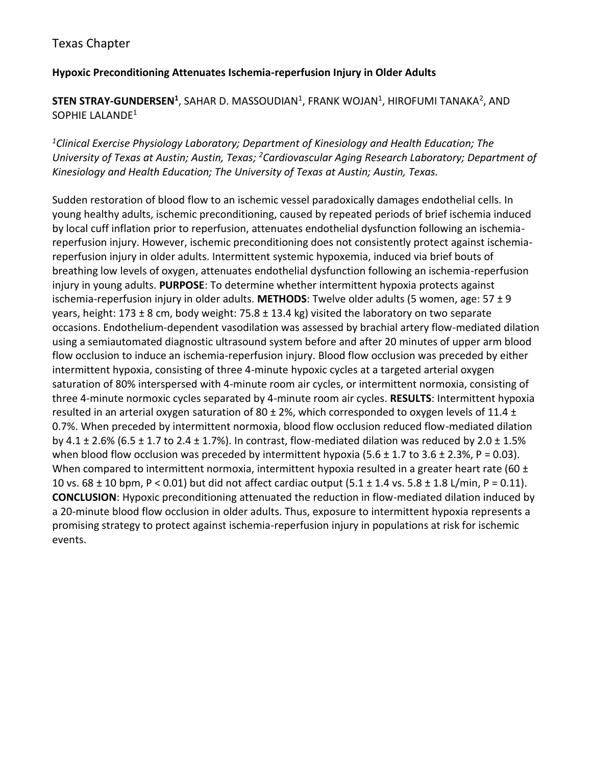Texas Chapter

## Hypoxic Preconditioning Attenuates Ischemia-reperfusion Injury in Older Adults

**STEN STRAY-GUNDERSEN[1]**, SAHAR D. MASSOUDIAN[1], FRANK WOJAN[1], HIROFUMI TANAKA[2], AND SOPHIE LALANDE[1]

*[1]Clinical Exercise Physiology Laboratory; Department of Kinesiology and Health Education; The University of Texas at Austin; Austin, Texas; [2]Cardiovascular Aging Research Laboratory; Department of Kinesiology and Health Education; The University of Texas at Austin; Austin, Texas.*

Sudden restoration of blood flow to an ischemic vessel paradoxically damages endothelial cells. In young healthy adults, ischemic preconditioning, caused by repeated periods of brief ischemia induced by local cuff inflation prior to reperfusion, attenuates endothelial dysfunction following an ischemia-reperfusion injury. However, ischemic preconditioning does not consistently protect against ischemia-reperfusion injury in older adults. Intermittent systemic hypoxemia, induced via brief bouts of breathing low levels of oxygen, attenuates endothelial dysfunction following an ischemia-reperfusion injury in young adults. **PURPOSE**: To determine whether intermittent hypoxia protects against ischemia-reperfusion injury in older adults. **METHODS**: Twelve older adults (5 women, age: 57 ± 9 years, height: 173 ± 8 cm, body weight: 75.8 ± 13.4 kg) visited the laboratory on two separate occasions. Endothelium-dependent vasodilation was assessed by brachial artery flow-mediated dilation using a semiautomated diagnostic ultrasound system before and after 20 minutes of upper arm blood flow occlusion to induce an ischemia-reperfusion injury. Blood flow occlusion was preceded by either intermittent hypoxia, consisting of three 4-minute hypoxic cycles at a targeted arterial oxygen saturation of 80% interspersed with 4-minute room air cycles, or intermittent normoxia, consisting of three 4-minute normoxic cycles separated by 4-minute room air cycles. **RESULTS**: Intermittent hypoxia resulted in an arterial oxygen saturation of 80 ± 2%, which corresponded to oxygen levels of 11.4 ± 0.7%. When preceded by intermittent normoxia, blood flow occlusion reduced flow-mediated dilation by 4.1 ± 2.6% (6.5 ± 1.7 to 2.4 ± 1.7%). In contrast, flow-mediated dilation was reduced by 2.0 ± 1.5% when blood flow occlusion was preceded by intermittent hypoxia (5.6 ± 1.7 to 3.6 ± 2.3%, $P = 0.03$). When compared to intermittent normoxia, intermittent hypoxia resulted in a greater heart rate (60 ± 10 vs. 68 ± 10 bpm, $P < 0.01$) but did not affect cardiac output (5.1 ± 1.4 vs. 5.8 ± 1.8 L/min, $P = 0.11$). **CONCLUSION**: Hypoxic preconditioning attenuated the reduction in flow-mediated dilation induced by a 20-minute blood flow occlusion in older adults. Thus, exposure to intermittent hypoxia represents a promising strategy to protect against ischemia-reperfusion injury in populations at risk for ischemic events.